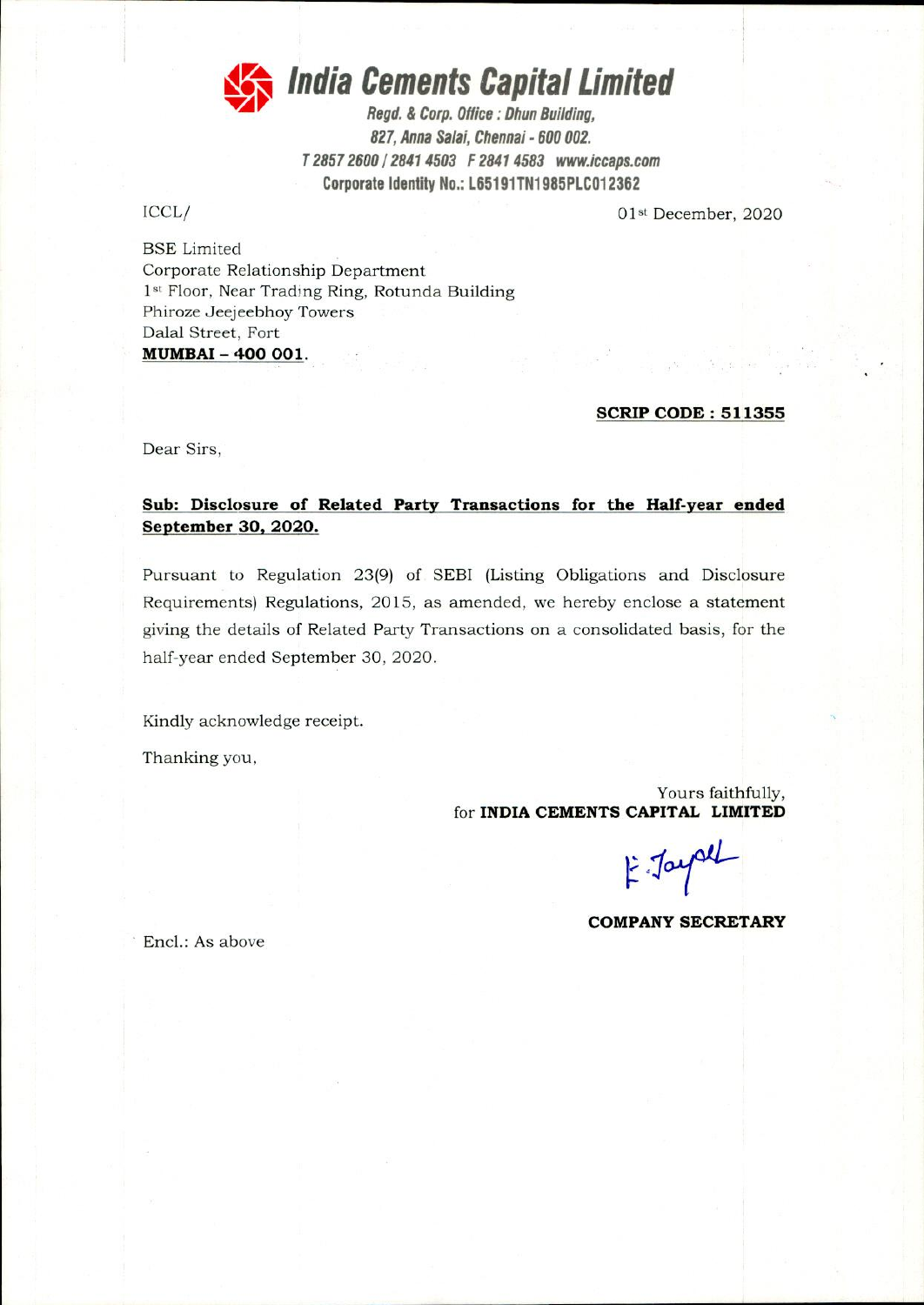# India Cements Capital Limited

**Regd. & Corp. Office : Dhun Building,**
**827, Anna Salai, Chennai - 600 002.**
**T 2857 2600 / 2841 4503 F 2841 4583 www.iccaps.com**
**Corporate Identity No.: L65191TN1985PLC012362**

ICCL/

01st December, 2020

BSE Limited
Corporate Relationship Department
1st Floor, Near Trading Ring, Rotunda Building
Phiroze Jeejeebhoy Towers
Dalal Street, Fort
**MUMBAI – 400 001.**

**SCRIP CODE : 511355**

Dear Sirs,

**Sub: Disclosure of Related Party Transactions for the Half-year ended September 30, 2020.**

Pursuant to Regulation 23(9) of SEBI (Listing Obligations and Disclosure Requirements) Regulations, 2015, as amended, we hereby enclose a statement giving the details of Related Party Transactions on a consolidated basis, for the half-year ended September 30, 2020.

Kindly acknowledge receipt.

Thanking you,

Yours faithfully,
for **INDIA CEMENTS CAPITAL LIMITED**

**COMPANY SECRETARY**

Encl.: As above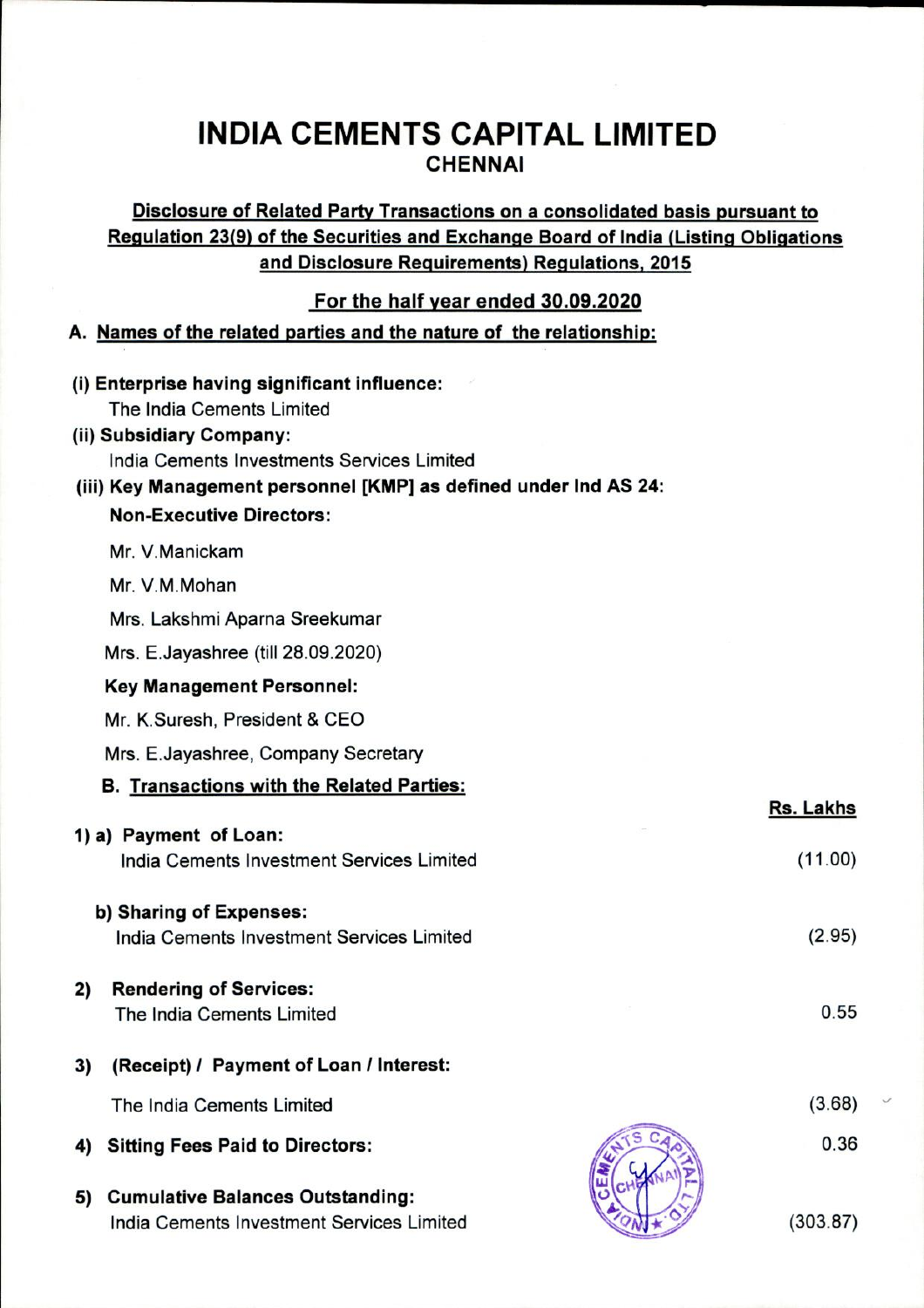# INDIA CEMENTS CAPITAL LIMITED

## CHENNAI

**Disclosure of Related Party Transactions on a consolidated basis pursuant to Regulation 23(9) of the Securities and Exchange Board of India (Listing Obligations and Disclosure Requirements) Regulations, 2015**

**For the half year ended 30.09.2020**

### A. Names of the related parties and the nature of the relationship:

**(i) Enterprise having significant influence:**

The India Cements Limited

**(ii) Subsidiary Company:**

India Cements Investments Services Limited

**(iii) Key Management personnel [KMP] as defined under Ind AS 24:**

**Non-Executive Directors:**

Mr. V.Manickam

Mr. V.M.Mohan

Mrs. Lakshmi Aparna Sreekumar

Mrs. E.Jayashree (till 28.09.2020)

**Key Management Personnel:**

Mr. K.Suresh, President & CEO

Mrs. E.Jayashree, Company Secretary

### B. Transactions with the Related Parties:

| | Rs. Lakhs |
|---|---|
| **1) a) Payment of Loan:** | |
| India Cements Investment Services Limited | (11.00) |
| **b) Sharing of Expenses:** | |
| India Cements Investment Services Limited | (2.95) |
| **2) Rendering of Services:** | |
| The India Cements Limited | 0.55 |
| **3) (Receipt) / Payment of Loan / Interest:** | |
| The India Cements Limited | (3.68) |
| **4) Sitting Fees Paid to Directors:** | 0.36 |
| **5) Cumulative Balances Outstanding:** | |
| India Cements Investment Services Limited | (303.87) |